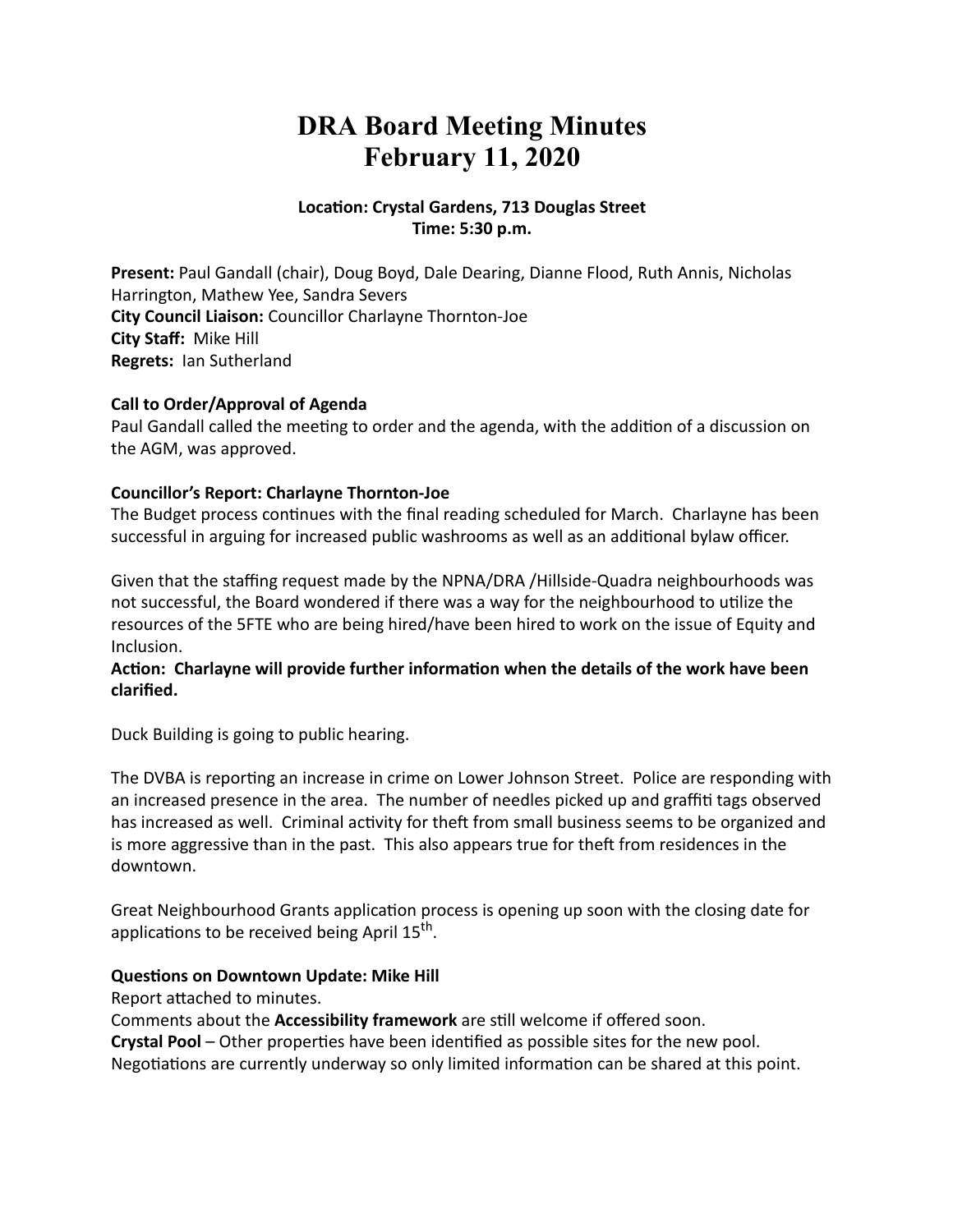# DRA Board Meeting Minutes
# February 11, 2020

**Location: Crystal Gardens, 713 Douglas Street**
**Time: 5:30 p.m.**

**Present:** Paul Gandall (chair), Doug Boyd, Dale Dearing, Dianne Flood, Ruth Annis, Nicholas Harrington, Mathew Yee, Sandra Severs
**City Council Liaison:** Councillor Charlayne Thornton-Joe
**City Staff:** Mike Hill
**Regrets:** Ian Sutherland

**Call to Order/Approval of Agenda**

Paul Gandall called the meeting to order and the agenda, with the addition of a discussion on the AGM, was approved.

**Councillor's Report: Charlayne Thornton-Joe**

The Budget process continues with the final reading scheduled for March. Charlayne has been successful in arguing for increased public washrooms as well as an additional bylaw officer.

Given that the staffing request made by the NPNA/DRA /Hillside-Quadra neighbourhoods was not successful, the Board wondered if there was a way for the neighbourhood to utilize the resources of the 5FTE who are being hired/have been hired to work on the issue of Equity and Inclusion.

**Action: Charlayne will provide further information when the details of the work have been clarified.**

Duck Building is going to public hearing.

The DVBA is reporting an increase in crime on Lower Johnson Street. Police are responding with an increased presence in the area. The number of needles picked up and graffiti tags observed has increased as well. Criminal activity for theft from small business seems to be organized and is more aggressive than in the past. This also appears true for theft from residences in the downtown.

Great Neighbourhood Grants application process is opening up soon with the closing date for applications to be received being April 15th.

**Questions on Downtown Update: Mike Hill**

Report attached to minutes.

Comments about the **Accessibility framework** are still welcome if offered soon.

**Crystal Pool** – Other properties have been identified as possible sites for the new pool. Negotiations are currently underway so only limited information can be shared at this point.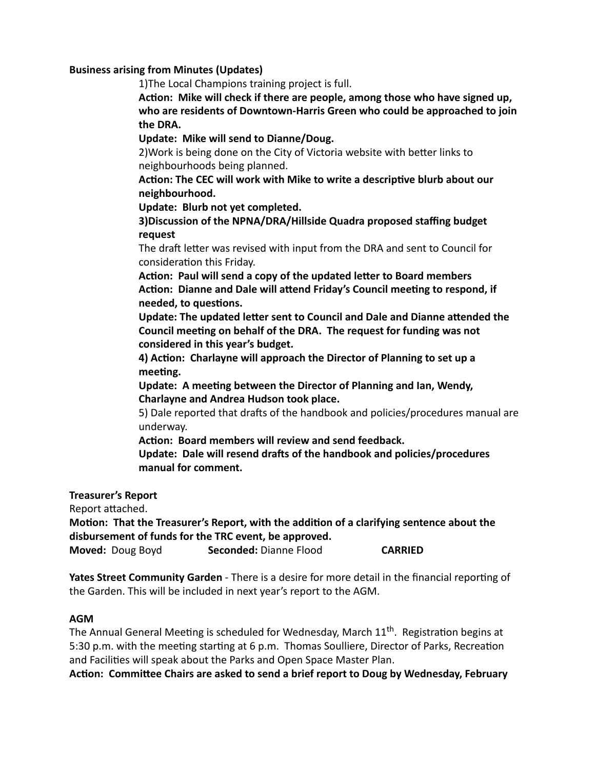**Business arising from Minutes (Updates)**

1)The Local Champions training project is full.

**Action: Mike will check if there are people, among those who have signed up, who are residents of Downtown-Harris Green who could be approached to join the DRA.**

**Update: Mike will send to Dianne/Doug.**

2)Work is being done on the City of Victoria website with better links to neighbourhoods being planned.

**Action: The CEC will work with Mike to write a descriptive blurb about our neighbourhood.**

**Update: Blurb not yet completed.**

**3)Discussion of the NPNA/DRA/Hillside Quadra proposed staffing budget request**

The draft letter was revised with input from the DRA and sent to Council for consideration this Friday.

**Action: Paul will send a copy of the updated letter to Board members**

**Action: Dianne and Dale will attend Friday's Council meeting to respond, if needed, to questions.**

**Update: The updated letter sent to Council and Dale and Dianne attended the Council meeting on behalf of the DRA. The request for funding was not considered in this year's budget.**

**4) Action: Charlayne will approach the Director of Planning to set up a meeting.**

**Update: A meeting between the Director of Planning and Ian, Wendy, Charlayne and Andrea Hudson took place.**

5) Dale reported that drafts of the handbook and policies/procedures manual are underway.

**Action: Board members will review and send feedback.**

**Update: Dale will resend drafts of the handbook and policies/procedures manual for comment.**

**Treasurer's Report**

Report attached.

**Motion: That the Treasurer's Report, with the addition of a clarifying sentence about the disbursement of funds for the TRC event, be approved.**

**Moved:** Doug Boyd **Seconded:** Dianne Flood **CARRIED**

**Yates Street Community Garden** - There is a desire for more detail in the financial reporting of the Garden. This will be included in next year's report to the AGM.

**AGM**

The Annual General Meeting is scheduled for Wednesday, March 11th. Registration begins at 5:30 p.m. with the meeting starting at 6 p.m. Thomas Soulliere, Director of Parks, Recreation and Facilities will speak about the Parks and Open Space Master Plan.

**Action: Committee Chairs are asked to send a brief report to Doug by Wednesday, February**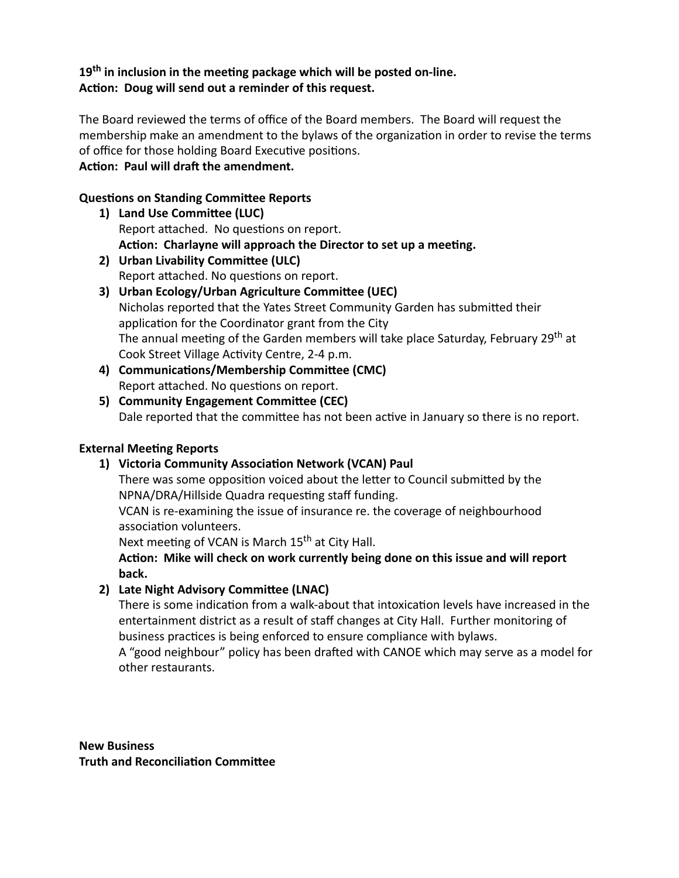**19th in inclusion in the meeting package which will be posted on-line.**
**Action: Doug will send out a reminder of this request.**

The Board reviewed the terms of office of the Board members. The Board will request the membership make an amendment to the bylaws of the organization in order to revise the terms of office for those holding Board Executive positions.
**Action: Paul will draft the amendment.**

**Questions on Standing Committee Reports**

1) **Land Use Committee (LUC)**
   Report attached. No questions on report.
   **Action: Charlayne will approach the Director to set up a meeting.**
2) **Urban Livability Committee (ULC)**
   Report attached. No questions on report.
3) **Urban Ecology/Urban Agriculture Committee (UEC)**
   Nicholas reported that the Yates Street Community Garden has submitted their application for the Coordinator grant from the City
   The annual meeting of the Garden members will take place Saturday, February 29th at Cook Street Village Activity Centre, 2-4 p.m.
4) **Communications/Membership Committee (CMC)**
   Report attached. No questions on report.
5) **Community Engagement Committee (CEC)**
   Dale reported that the committee has not been active in January so there is no report.

**External Meeting Reports**

1) **Victoria Community Association Network (VCAN) Paul**
   There was some opposition voiced about the letter to Council submitted by the NPNA/DRA/Hillside Quadra requesting staff funding.
   VCAN is re-examining the issue of insurance re. the coverage of neighbourhood association volunteers.
   Next meeting of VCAN is March 15th at City Hall.
   **Action: Mike will check on work currently being done on this issue and will report back.**
2) **Late Night Advisory Committee (LNAC)**
   There is some indication from a walk-about that intoxication levels have increased in the entertainment district as a result of staff changes at City Hall. Further monitoring of business practices is being enforced to ensure compliance with bylaws.
   A "good neighbour" policy has been drafted with CANOE which may serve as a model for other restaurants.

**New Business**
**Truth and Reconciliation Committee**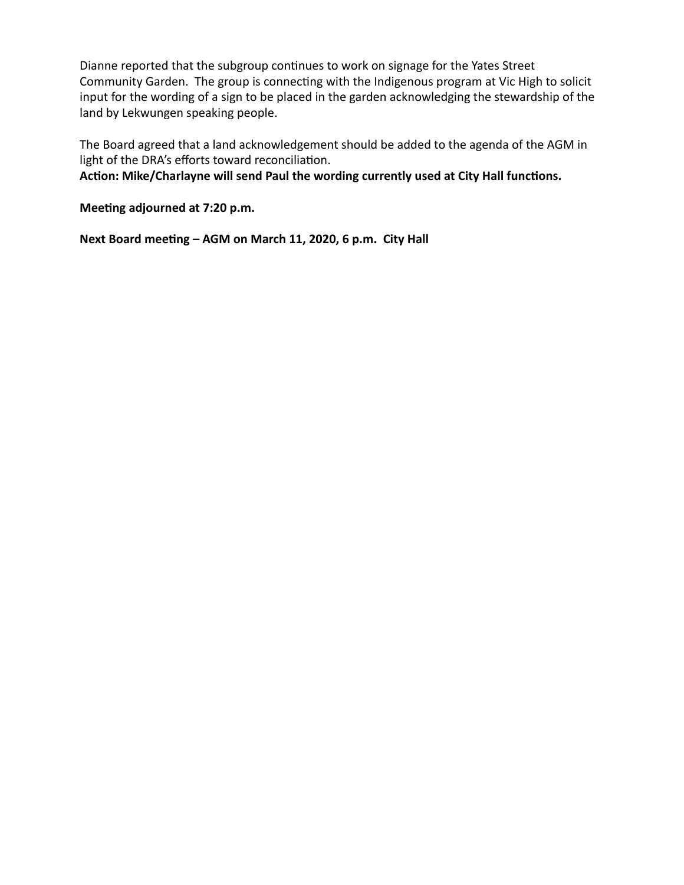Dianne reported that the subgroup continues to work on signage for the Yates Street Community Garden. The group is connecting with the Indigenous program at Vic High to solicit input for the wording of a sign to be placed in the garden acknowledging the stewardship of the land by Lekwungen speaking people.

The Board agreed that a land acknowledgement should be added to the agenda of the AGM in light of the DRA's efforts toward reconciliation.
**Action: Mike/Charlayne will send Paul the wording currently used at City Hall functions.**

**Meeting adjourned at 7:20 p.m.**

**Next Board meeting – AGM on March 11, 2020, 6 p.m. City Hall**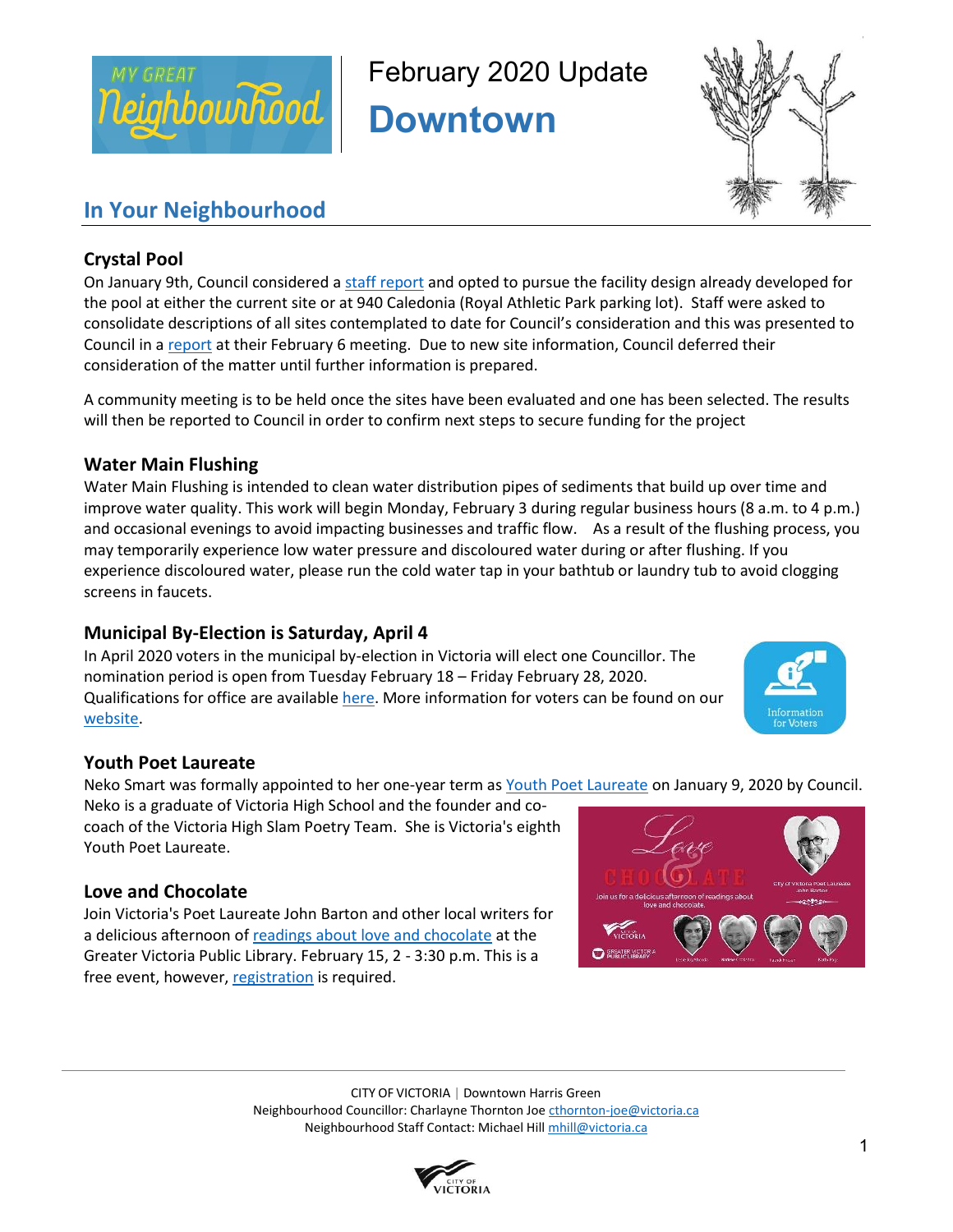February 2020 Update

# Downtown

## In Your Neighbourhood

### Crystal Pool

On January 9th, Council considered a staff report and opted to pursue the facility design already developed for the pool at either the current site or at 940 Caledonia (Royal Athletic Park parking lot). Staff were asked to consolidate descriptions of all sites contemplated to date for Council's consideration and this was presented to Council in a report at their February 6 meeting. Due to new site information, Council deferred their consideration of the matter until further information is prepared.

A community meeting is to be held once the sites have been evaluated and one has been selected. The results will then be reported to Council in order to confirm next steps to secure funding for the project

### Water Main Flushing

Water Main Flushing is intended to clean water distribution pipes of sediments that build up over time and improve water quality. This work will begin Monday, February 3 during regular business hours (8 a.m. to 4 p.m.) and occasional evenings to avoid impacting businesses and traffic flow. As a result of the flushing process, you may temporarily experience low water pressure and discoloured water during or after flushing. If you experience discoloured water, please run the cold water tap in your bathtub or laundry tub to avoid clogging screens in faucets.

### Municipal By-Election is Saturday, April 4

In April 2020 voters in the municipal by-election in Victoria will elect one Councillor. The nomination period is open from Tuesday February 18 – Friday February 28, 2020. Qualifications for office are available here. More information for voters can be found on our website.

### Youth Poet Laureate

Neko Smart was formally appointed to her one-year term as Youth Poet Laureate on January 9, 2020 by Council. Neko is a graduate of Victoria High School and the founder and co-coach of the Victoria High Slam Poetry Team. She is Victoria's eighth Youth Poet Laureate.

### Love and Chocolate

Join Victoria's Poet Laureate John Barton and other local writers for a delicious afternoon of readings about love and chocolate at the Greater Victoria Public Library. February 15, 2 - 3:30 p.m. This is a free event, however, registration is required.

CITY OF VICTORIA | Downtown Harris Green
Neighbourhood Councillor: Charlayne Thornton Joe cthornton-joe@victoria.ca
Neighbourhood Staff Contact: Michael Hill mhill@victoria.ca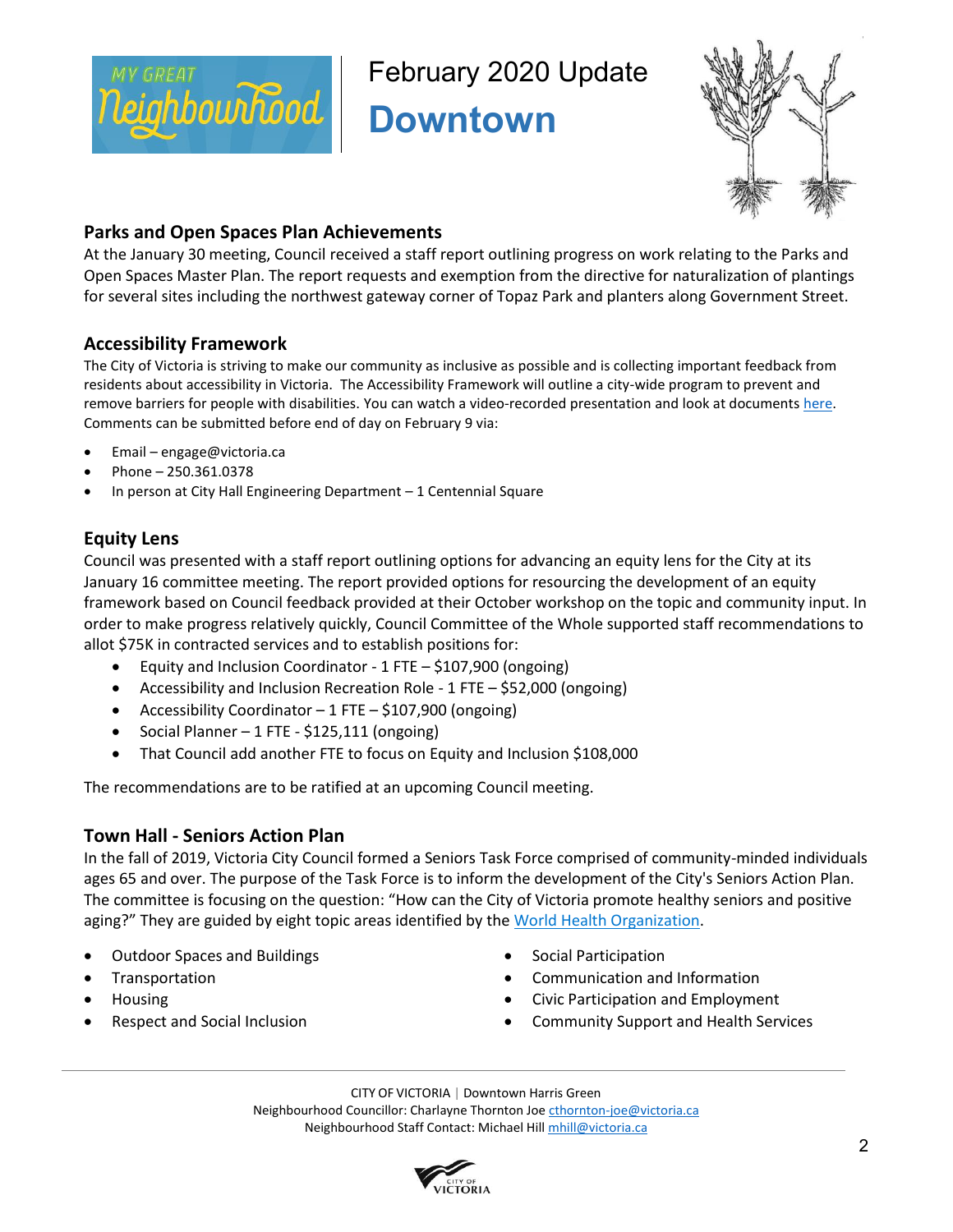# February 2020 Update
# Downtown

## Parks and Open Spaces Plan Achievements

At the January 30 meeting, Council received a staff report outlining progress on work relating to the Parks and Open Spaces Master Plan. The report requests and exemption from the directive for naturalization of plantings for several sites including the northwest gateway corner of Topaz Park and planters along Government Street.

## Accessibility Framework

The City of Victoria is striving to make our community as inclusive as possible and is collecting important feedback from residents about accessibility in Victoria. The Accessibility Framework will outline a city-wide program to prevent and remove barriers for people with disabilities. You can watch a video-recorded presentation and look at documents here. Comments can be submitted before end of day on February 9 via:

- Email – engage@victoria.ca
- Phone – 250.361.0378
- In person at City Hall Engineering Department – 1 Centennial Square

## Equity Lens

Council was presented with a staff report outlining options for advancing an equity lens for the City at its January 16 committee meeting. The report provided options for resourcing the development of an equity framework based on Council feedback provided at their October workshop on the topic and community input. In order to make progress relatively quickly, Council Committee of the Whole supported staff recommendations to allot $75K in contracted services and to establish positions for:

- Equity and Inclusion Coordinator - 1 FTE – $107,900 (ongoing)
- Accessibility and Inclusion Recreation Role - 1 FTE – $52,000 (ongoing)
- Accessibility Coordinator – 1 FTE – $107,900 (ongoing)
- Social Planner – 1 FTE - $125,111 (ongoing)
- That Council add another FTE to focus on Equity and Inclusion $108,000

The recommendations are to be ratified at an upcoming Council meeting.

## Town Hall - Seniors Action Plan

In the fall of 2019, Victoria City Council formed a Seniors Task Force comprised of community-minded individuals ages 65 and over. The purpose of the Task Force is to inform the development of the City's Seniors Action Plan. The committee is focusing on the question: "How can the City of Victoria promote healthy seniors and positive aging?" They are guided by eight topic areas identified by the World Health Organization.

- Outdoor Spaces and Buildings
- Transportation
- Housing
- Respect and Social Inclusion
- Social Participation
- Communication and Information
- Civic Participation and Employment
- Community Support and Health Services

CITY OF VICTORIA | Downtown Harris Green
Neighbourhood Councillor: Charlayne Thornton Joe cthornton-joe@victoria.ca
Neighbourhood Staff Contact: Michael Hill mhill@victoria.ca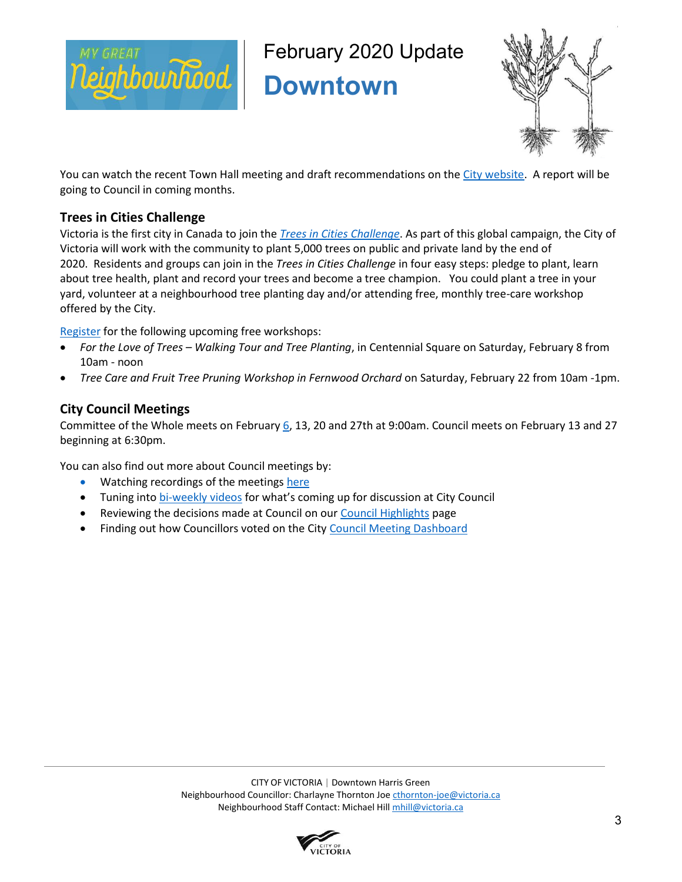# February 2020 Update

## Downtown

You can watch the recent Town Hall meeting and draft recommendations on the City website. A report will be going to Council in coming months.

### Trees in Cities Challenge

Victoria is the first city in Canada to join the *Trees in Cities Challenge*. As part of this global campaign, the City of Victoria will work with the community to plant 5,000 trees on public and private land by the end of 2020. Residents and groups can join in the *Trees in Cities Challenge* in four easy steps: pledge to plant, learn about tree health, plant and record your trees and become a tree champion. You could plant a tree in your yard, volunteer at a neighbourhood tree planting day and/or attending free, monthly tree-care workshop offered by the City.

Register for the following upcoming free workshops:

- *For the Love of Trees – Walking Tour and Tree Planting*, in Centennial Square on Saturday, February 8 from 10am - noon
- *Tree Care and Fruit Tree Pruning Workshop in Fernwood Orchard* on Saturday, February 22 from 10am -1pm.

### City Council Meetings

Committee of the Whole meets on February 6, 13, 20 and 27th at 9:00am. Council meets on February 13 and 27 beginning at 6:30pm.

You can also find out more about Council meetings by:

- Watching recordings of the meetings here
- Tuning into bi-weekly videos for what's coming up for discussion at City Council
- Reviewing the decisions made at Council on our Council Highlights page
- Finding out how Councillors voted on the City Council Meeting Dashboard

CITY OF VICTORIA | Downtown Harris Green
Neighbourhood Councillor: Charlayne Thornton Joe cthornton-joe@victoria.ca
Neighbourhood Staff Contact: Michael Hill mhill@victoria.ca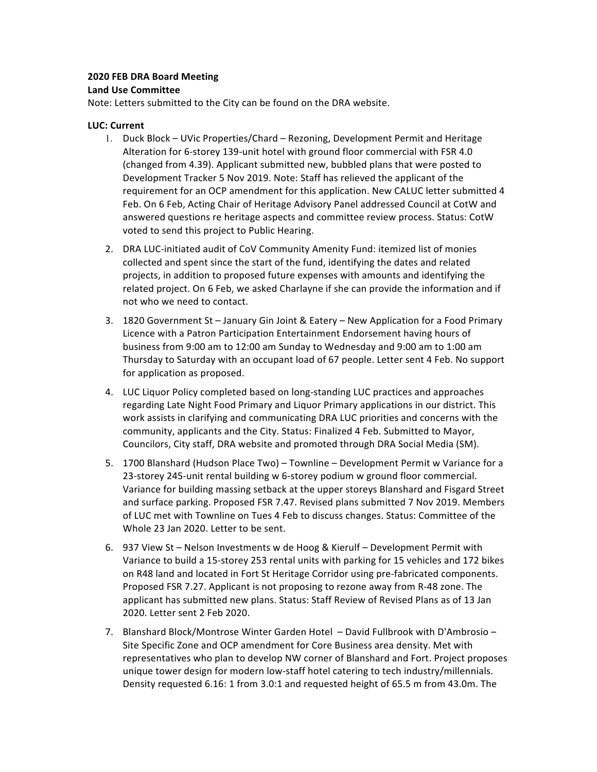**2020 FEB DRA Board Meeting**
**Land Use Committee**
Note: Letters submitted to the City can be found on the DRA website.

**LUC: Current**

1. Duck Block – UVic Properties/Chard – Rezoning, Development Permit and Heritage Alteration for 6-storey 139-unit hotel with ground floor commercial with FSR 4.0 (changed from 4.39). Applicant submitted new, bubbled plans that were posted to Development Tracker 5 Nov 2019. Note: Staff has relieved the applicant of the requirement for an OCP amendment for this application. New CALUC letter submitted 4 Feb. On 6 Feb, Acting Chair of Heritage Advisory Panel addressed Council at CotW and answered questions re heritage aspects and committee review process. Status: CotW voted to send this project to Public Hearing.
2. DRA LUC-initiated audit of CoV Community Amenity Fund: itemized list of monies collected and spent since the start of the fund, identifying the dates and related projects, in addition to proposed future expenses with amounts and identifying the related project. On 6 Feb, we asked Charlayne if she can provide the information and if not who we need to contact.
3. 1820 Government St – January Gin Joint & Eatery – New Application for a Food Primary Licence with a Patron Participation Entertainment Endorsement having hours of business from 9:00 am to 12:00 am Sunday to Wednesday and 9:00 am to 1:00 am Thursday to Saturday with an occupant load of 67 people. Letter sent 4 Feb. No support for application as proposed.
4. LUC Liquor Policy completed based on long-standing LUC practices and approaches regarding Late Night Food Primary and Liquor Primary applications in our district. This work assists in clarifying and communicating DRA LUC priorities and concerns with the community, applicants and the City. Status: Finalized 4 Feb. Submitted to Mayor, Councilors, City staff, DRA website and promoted through DRA Social Media (SM).
5. 1700 Blanshard (Hudson Place Two) – Townline – Development Permit w Variance for a 23-storey 245-unit rental building w 6-storey podium w ground floor commercial. Variance for building massing setback at the upper storeys Blanshard and Fisgard Street and surface parking. Proposed FSR 7.47. Revised plans submitted 7 Nov 2019. Members of LUC met with Townline on Tues 4 Feb to discuss changes. Status: Committee of the Whole 23 Jan 2020. Letter to be sent.
6. 937 View St – Nelson Investments w de Hoog & Kierulf – Development Permit with Variance to build a 15-storey 253 rental units with parking for 15 vehicles and 172 bikes on R48 land and located in Fort St Heritage Corridor using pre-fabricated components. Proposed FSR 7.27. Applicant is not proposing to rezone away from R-48 zone. The applicant has submitted new plans. Status: Staff Review of Revised Plans as of 13 Jan 2020. Letter sent 2 Feb 2020.
7. Blanshard Block/Montrose Winter Garden Hotel – David Fullbrook with D'Ambrosio – Site Specific Zone and OCP amendment for Core Business area density. Met with representatives who plan to develop NW corner of Blanshard and Fort. Project proposes unique tower design for modern low-staff hotel catering to tech industry/millennials. Density requested 6.16: 1 from 3.0:1 and requested height of 65.5 m from 43.0m. The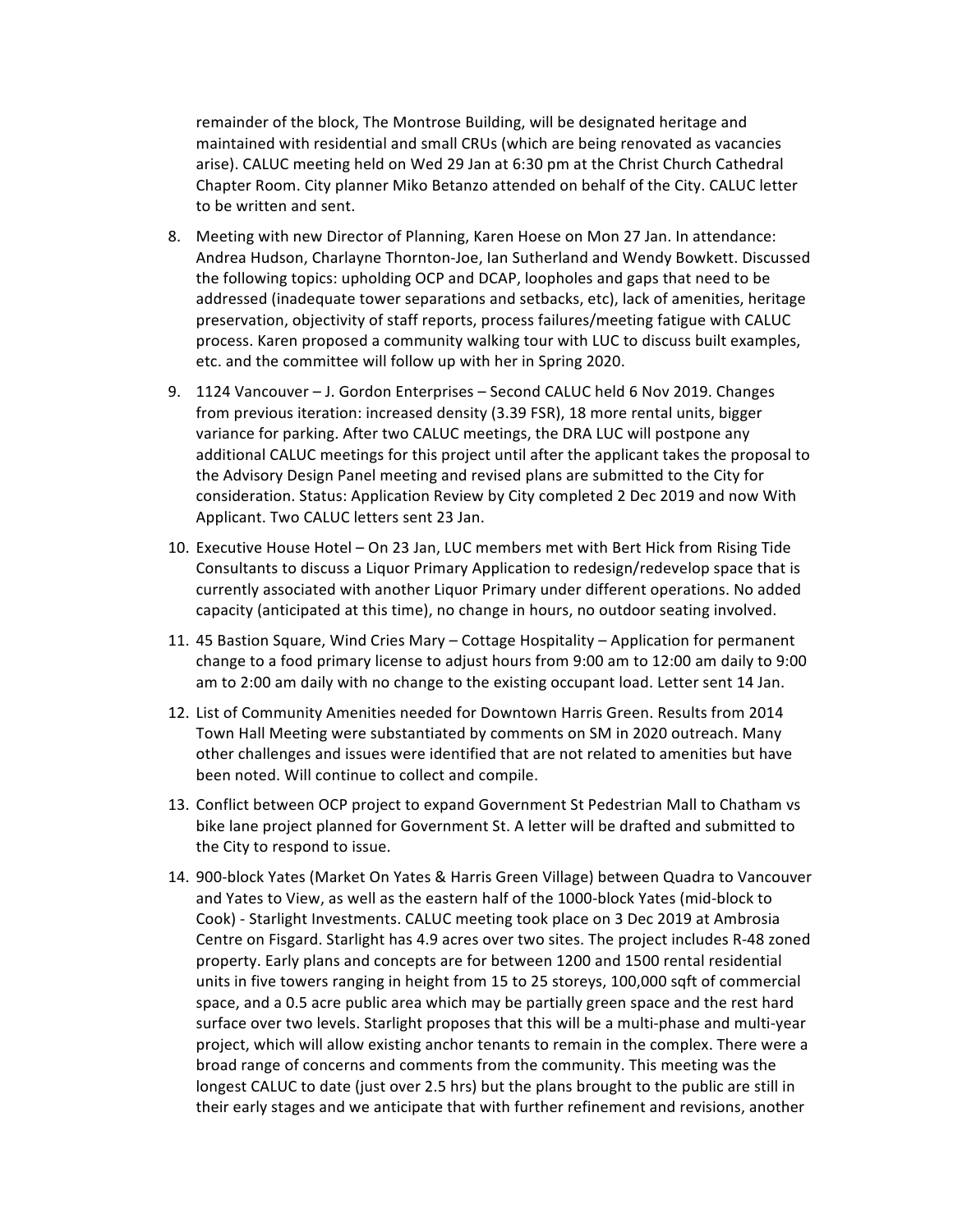remainder of the block, The Montrose Building, will be designated heritage and maintained with residential and small CRUs (which are being renovated as vacancies arise). CALUC meeting held on Wed 29 Jan at 6:30 pm at the Christ Church Cathedral Chapter Room. City planner Miko Betanzo attended on behalf of the City. CALUC letter to be written and sent.

8. Meeting with new Director of Planning, Karen Hoese on Mon 27 Jan. In attendance: Andrea Hudson, Charlayne Thornton-Joe, Ian Sutherland and Wendy Bowkett. Discussed the following topics: upholding OCP and DCAP, loopholes and gaps that need to be addressed (inadequate tower separations and setbacks, etc), lack of amenities, heritage preservation, objectivity of staff reports, process failures/meeting fatigue with CALUC process. Karen proposed a community walking tour with LUC to discuss built examples, etc. and the committee will follow up with her in Spring 2020.

9. 1124 Vancouver – J. Gordon Enterprises – Second CALUC held 6 Nov 2019. Changes from previous iteration: increased density (3.39 FSR), 18 more rental units, bigger variance for parking. After two CALUC meetings, the DRA LUC will postpone any additional CALUC meetings for this project until after the applicant takes the proposal to the Advisory Design Panel meeting and revised plans are submitted to the City for consideration. Status: Application Review by City completed 2 Dec 2019 and now With Applicant. Two CALUC letters sent 23 Jan.

10. Executive House Hotel – On 23 Jan, LUC members met with Bert Hick from Rising Tide Consultants to discuss a Liquor Primary Application to redesign/redevelop space that is currently associated with another Liquor Primary under different operations. No added capacity (anticipated at this time), no change in hours, no outdoor seating involved.

11. 45 Bastion Square, Wind Cries Mary – Cottage Hospitality – Application for permanent change to a food primary license to adjust hours from 9:00 am to 12:00 am daily to 9:00 am to 2:00 am daily with no change to the existing occupant load. Letter sent 14 Jan.

12. List of Community Amenities needed for Downtown Harris Green. Results from 2014 Town Hall Meeting were substantiated by comments on SM in 2020 outreach. Many other challenges and issues were identified that are not related to amenities but have been noted. Will continue to collect and compile.

13. Conflict between OCP project to expand Government St Pedestrian Mall to Chatham vs bike lane project planned for Government St. A letter will be drafted and submitted to the City to respond to issue.

14. 900-block Yates (Market On Yates & Harris Green Village) between Quadra to Vancouver and Yates to View, as well as the eastern half of the 1000-block Yates (mid-block to Cook) - Starlight Investments. CALUC meeting took place on 3 Dec 2019 at Ambrosia Centre on Fisgard. Starlight has 4.9 acres over two sites. The project includes R-48 zoned property. Early plans and concepts are for between 1200 and 1500 rental residential units in five towers ranging in height from 15 to 25 storeys, 100,000 sqft of commercial space, and a 0.5 acre public area which may be partially green space and the rest hard surface over two levels. Starlight proposes that this will be a multi-phase and multi-year project, which will allow existing anchor tenants to remain in the complex. There were a broad range of concerns and comments from the community. This meeting was the longest CALUC to date (just over 2.5 hrs) but the plans brought to the public are still in their early stages and we anticipate that with further refinement and revisions, another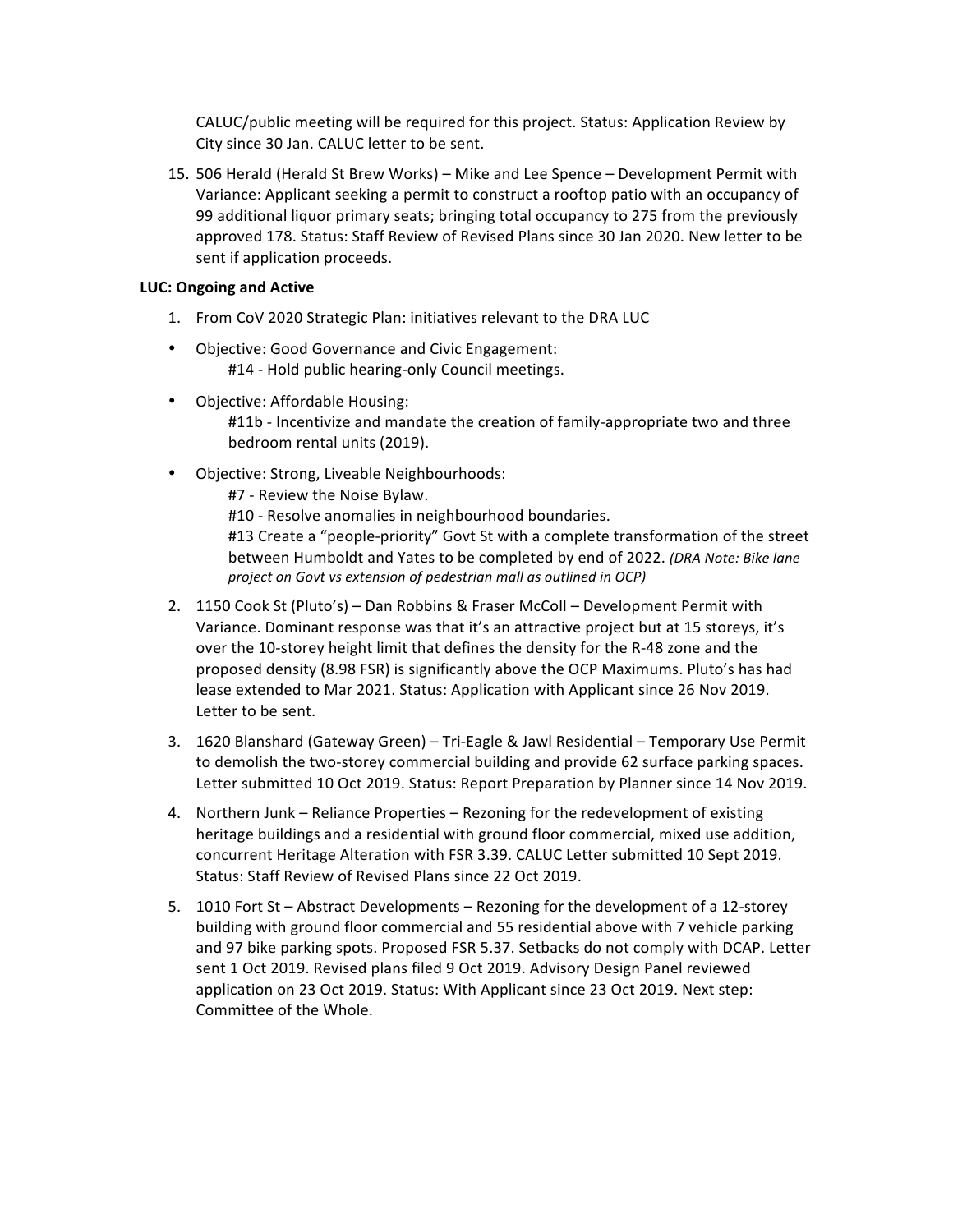CALUC/public meeting will be required for this project. Status: Application Review by City since 30 Jan. CALUC letter to be sent.

15. 506 Herald (Herald St Brew Works) – Mike and Lee Spence – Development Permit with Variance: Applicant seeking a permit to construct a rooftop patio with an occupancy of 99 additional liquor primary seats; bringing total occupancy to 275 from the previously approved 178. Status: Staff Review of Revised Plans since 30 Jan 2020. New letter to be sent if application proceeds.

**LUC: Ongoing and Active**

1. From CoV 2020 Strategic Plan: initiatives relevant to the DRA LUC

- Objective: Good Governance and Civic Engagement:
  #14 - Hold public hearing-only Council meetings.

- Objective: Affordable Housing:
  #11b - Incentivize and mandate the creation of family-appropriate two and three bedroom rental units (2019).

- Objective: Strong, Liveable Neighbourhoods:
  #7 - Review the Noise Bylaw.
  #10 - Resolve anomalies in neighbourhood boundaries.
  #13 Create a "people-priority" Govt St with a complete transformation of the street between Humboldt and Yates to be completed by end of 2022. *(DRA Note: Bike lane project on Govt vs extension of pedestrian mall as outlined in OCP)*

2. 1150 Cook St (Pluto's) – Dan Robbins & Fraser McColl – Development Permit with Variance. Dominant response was that it's an attractive project but at 15 storeys, it's over the 10-storey height limit that defines the density for the R-48 zone and the proposed density (8.98 FSR) is significantly above the OCP Maximums. Pluto's has had lease extended to Mar 2021. Status: Application with Applicant since 26 Nov 2019. Letter to be sent.

3. 1620 Blanshard (Gateway Green) – Tri-Eagle & Jawl Residential – Temporary Use Permit to demolish the two-storey commercial building and provide 62 surface parking spaces. Letter submitted 10 Oct 2019. Status: Report Preparation by Planner since 14 Nov 2019.

4. Northern Junk – Reliance Properties – Rezoning for the redevelopment of existing heritage buildings and a residential with ground floor commercial, mixed use addition, concurrent Heritage Alteration with FSR 3.39. CALUC Letter submitted 10 Sept 2019. Status: Staff Review of Revised Plans since 22 Oct 2019.

5. 1010 Fort St – Abstract Developments – Rezoning for the development of a 12-storey building with ground floor commercial and 55 residential above with 7 vehicle parking and 97 bike parking spots. Proposed FSR 5.37. Setbacks do not comply with DCAP. Letter sent 1 Oct 2019. Revised plans filed 9 Oct 2019. Advisory Design Panel reviewed application on 23 Oct 2019. Status: With Applicant since 23 Oct 2019. Next step: Committee of the Whole.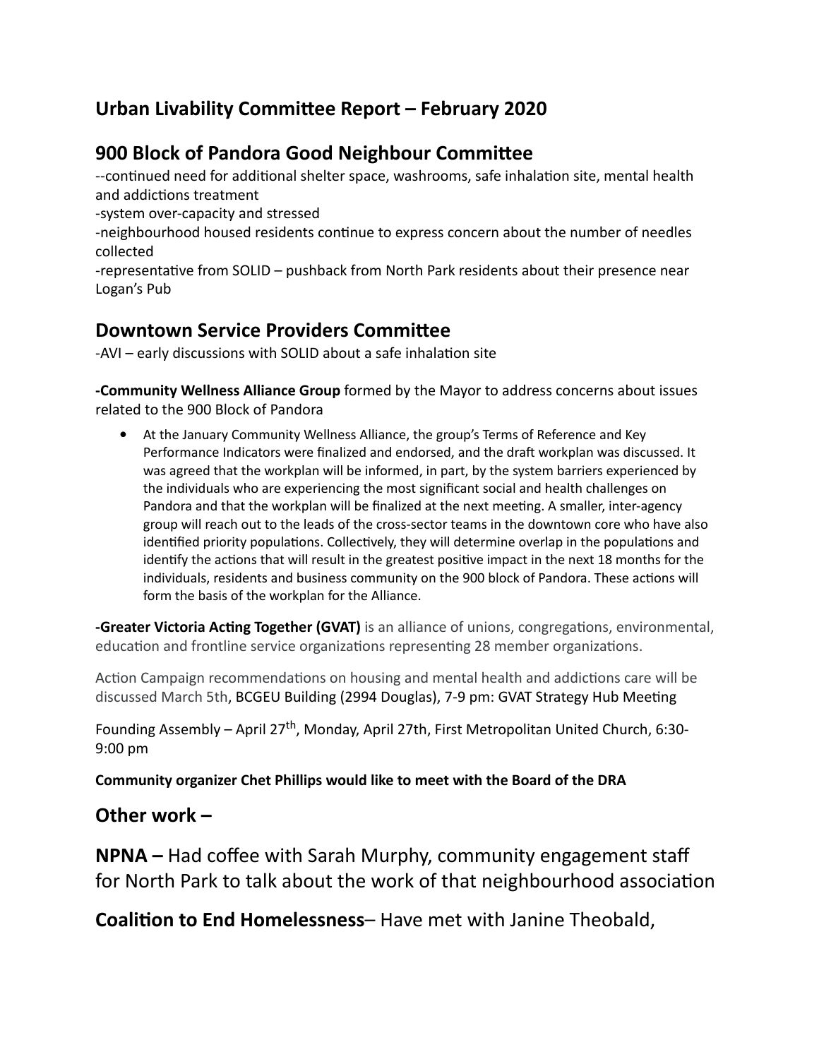## Urban Livability Committee Report – February 2020

## 900 Block of Pandora Good Neighbour Committee

--continued need for additional shelter space, washrooms, safe inhalation site, mental health and addictions treatment

-system over-capacity and stressed

-neighbourhood housed residents continue to express concern about the number of needles collected

-representative from SOLID – pushback from North Park residents about their presence near Logan's Pub

## Downtown Service Providers Committee

-AVI – early discussions with SOLID about a safe inhalation site

**-Community Wellness Alliance Group** formed by the Mayor to address concerns about issues related to the 900 Block of Pandora

- At the January Community Wellness Alliance, the group's Terms of Reference and Key Performance Indicators were finalized and endorsed, and the draft workplan was discussed. It was agreed that the workplan will be informed, in part, by the system barriers experienced by the individuals who are experiencing the most significant social and health challenges on Pandora and that the workplan will be finalized at the next meeting. A smaller, inter-agency group will reach out to the leads of the cross-sector teams in the downtown core who have also identified priority populations. Collectively, they will determine overlap in the populations and identify the actions that will result in the greatest positive impact in the next 18 months for the individuals, residents and business community on the 900 block of Pandora. These actions will form the basis of the workplan for the Alliance.

**-Greater Victoria Acting Together (GVAT)** is an alliance of unions, congregations, environmental, education and frontline service organizations representing 28 member organizations.

Action Campaign recommendations on housing and mental health and addictions care will be discussed March 5th, BCGEU Building (2994 Douglas), 7-9 pm: GVAT Strategy Hub Meeting

Founding Assembly – April 27th, Monday, April 27th, First Metropolitan United Church, 6:30-9:00 pm

**Community organizer Chet Phillips would like to meet with the Board of the DRA**

## Other work –

**NPNA –** Had coffee with Sarah Murphy, community engagement staff for North Park to talk about the work of that neighbourhood association

**Coalition to End Homelessness**– Have met with Janine Theobald,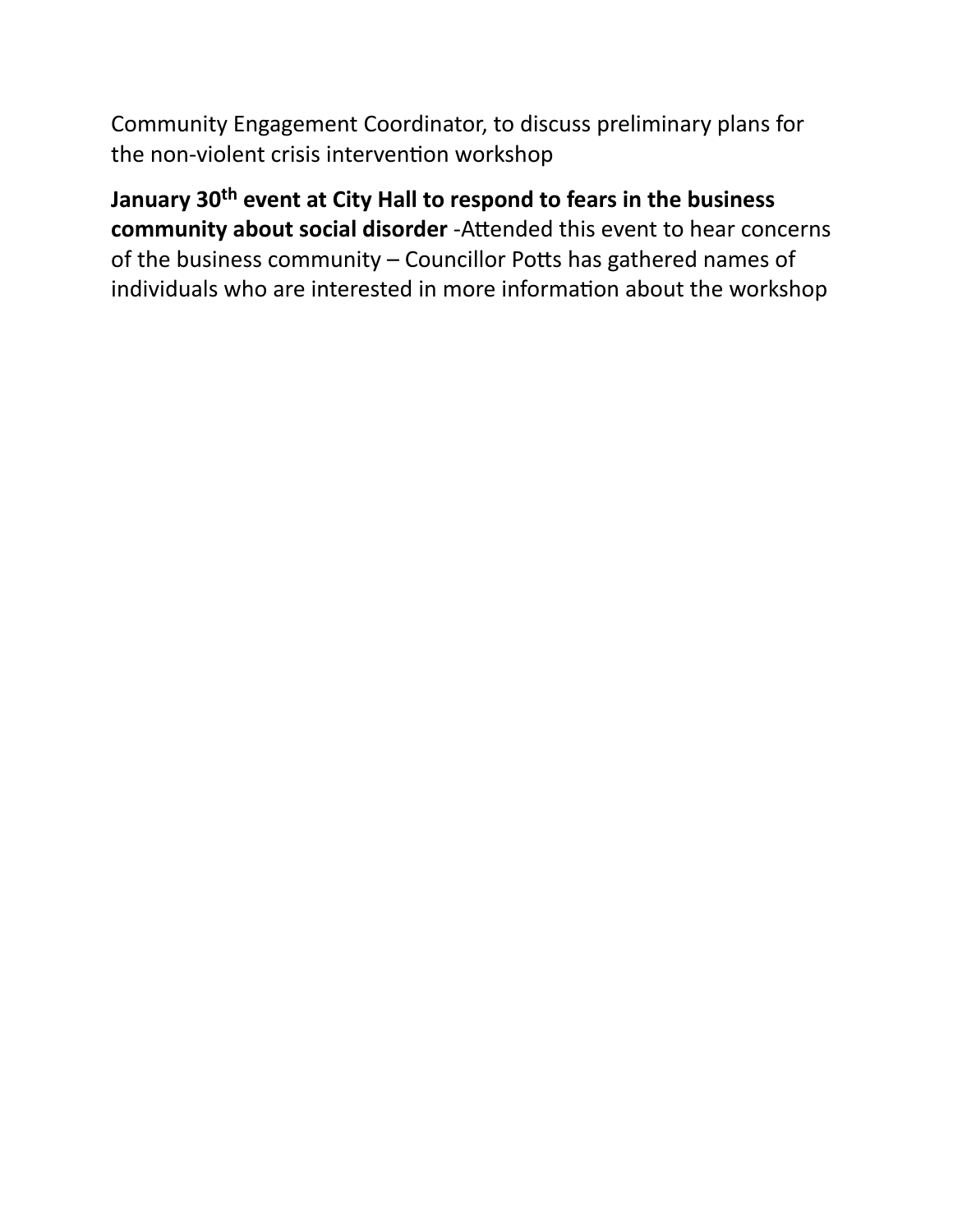Community Engagement Coordinator, to discuss preliminary plans for the non-violent crisis intervention workshop

**January 30th event at City Hall to respond to fears in the business community about social disorder** -Attended this event to hear concerns of the business community – Councillor Potts has gathered names of individuals who are interested in more information about the workshop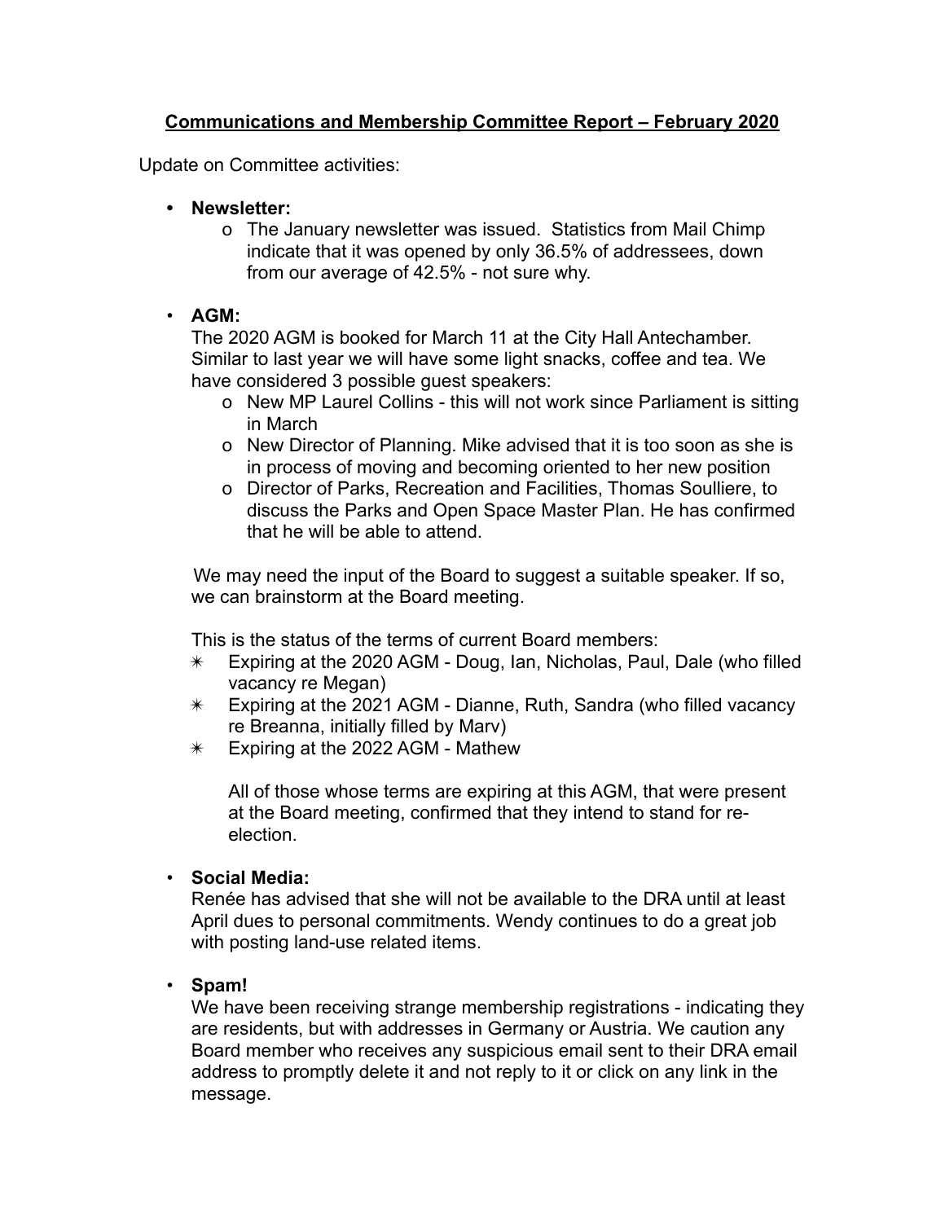## **Communications and Membership Committee Report – February 2020**

Update on Committee activities:

- **Newsletter:**
  - The January newsletter was issued. Statistics from Mail Chimp indicate that it was opened by only 36.5% of addressees, down from our average of 42.5% - not sure why.

- **AGM:**

  The 2020 AGM is booked for March 11 at the City Hall Antechamber. Similar to last year we will have some light snacks, coffee and tea. We have considered 3 possible guest speakers:
  - New MP Laurel Collins - this will not work since Parliament is sitting in March
  - New Director of Planning. Mike advised that it is too soon as she is in process of moving and becoming oriented to her new position
  - Director of Parks, Recreation and Facilities, Thomas Soulliere, to discuss the Parks and Open Space Master Plan. He has confirmed that he will be able to attend.

  We may need the input of the Board to suggest a suitable speaker. If so, we can brainstorm at the Board meeting.

  This is the status of the terms of current Board members:
  - Expiring at the 2020 AGM - Doug, Ian, Nicholas, Paul, Dale (who filled vacancy re Megan)
  - Expiring at the 2021 AGM - Dianne, Ruth, Sandra (who filled vacancy re Breanna, initially filled by Marv)
  - Expiring at the 2022 AGM - Mathew

  All of those whose terms are expiring at this AGM, that were present at the Board meeting, confirmed that they intend to stand for re-election.

- **Social Media:**

  Renée has advised that she will not be available to the DRA until at least April dues to personal commitments. Wendy continues to do a great job with posting land-use related items.

- **Spam!**

  We have been receiving strange membership registrations - indicating they are residents, but with addresses in Germany or Austria. We caution any Board member who receives any suspicious email sent to their DRA email address to promptly delete it and not reply to it or click on any link in the message.